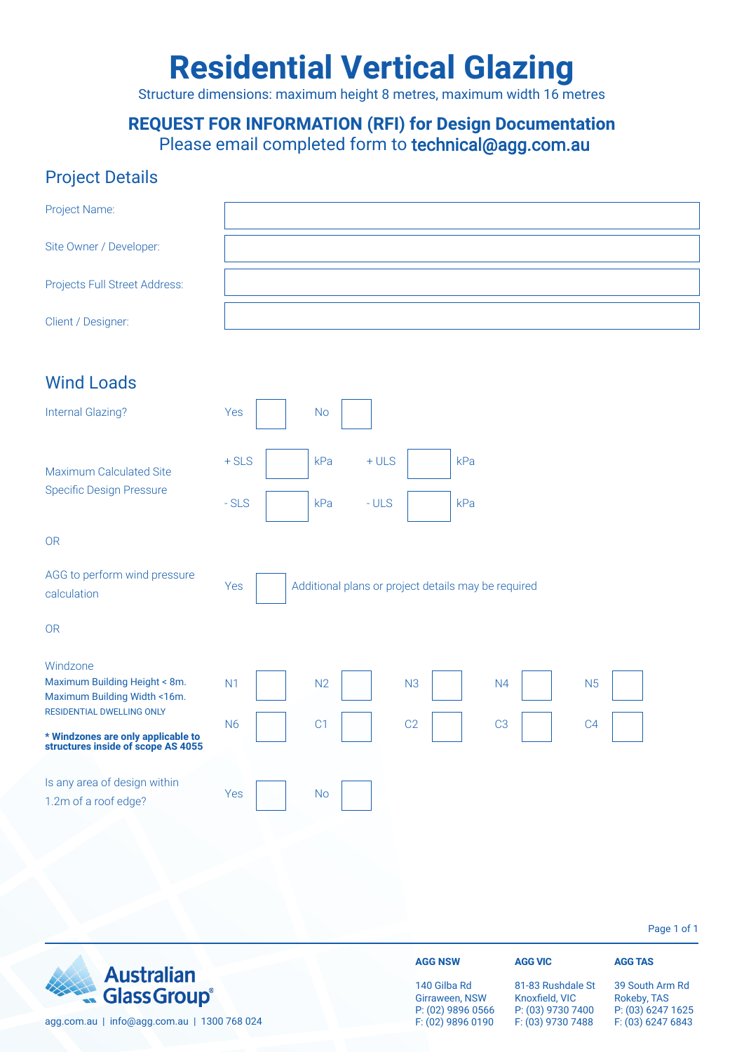# Residential Vertical Glazing

Structure dimensions: maximum height 8 metres, maximum width 16 metres

## REQUEST FOR INFORMATION (RFI) for Design Documentation

Please email completed form to **technical@agg.com.au**

## Project Details

| | |
|---|---|
| Project Name: | |
| Site Owner / Developer: | |
| Projects Full Street Address: | |
| Client / Designer: | |

## Wind Loads

Internal Glazing? Yes ☐ No ☐

Maximum Calculated Site Specific Design Pressure

+ SLS ☐ kPa + ULS ☐ kPa

- SLS ☐ kPa - ULS ☐ kPa

OR

AGG to perform wind pressure calculation Yes ☐ Additional plans or project details may be required

OR

Windzone
Maximum Building Height < 8m.
Maximum Building Width <16m.
RESIDENTIAL DWELLING ONLY

**\* Windzones are only applicable to structures inside of scope AS 4055**

N1 ☐ N2 ☐ N3 ☐ N4 ☐ N5 ☐

N6 ☐ C1 ☐ C2 ☐ C3 ☐ C4 ☐

Is any area of design within 1.2m of a roof edge? Yes ☐ No ☐

Australian Glass Group®

agg.com.au | info@agg.com.au | 1300 768 024

**AGG NSW**
140 Gilba Rd
Girraween, NSW
P: (02) 9896 0566
F: (02) 9896 0190

**AGG VIC**
81-83 Rushdale St
Knoxfield, VIC
P: (03) 9730 7400
F: (03) 9730 7488

**AGG TAS**
39 South Arm Rd
Rokeby, TAS
P: (03) 6247 1625
F: (03) 6247 6843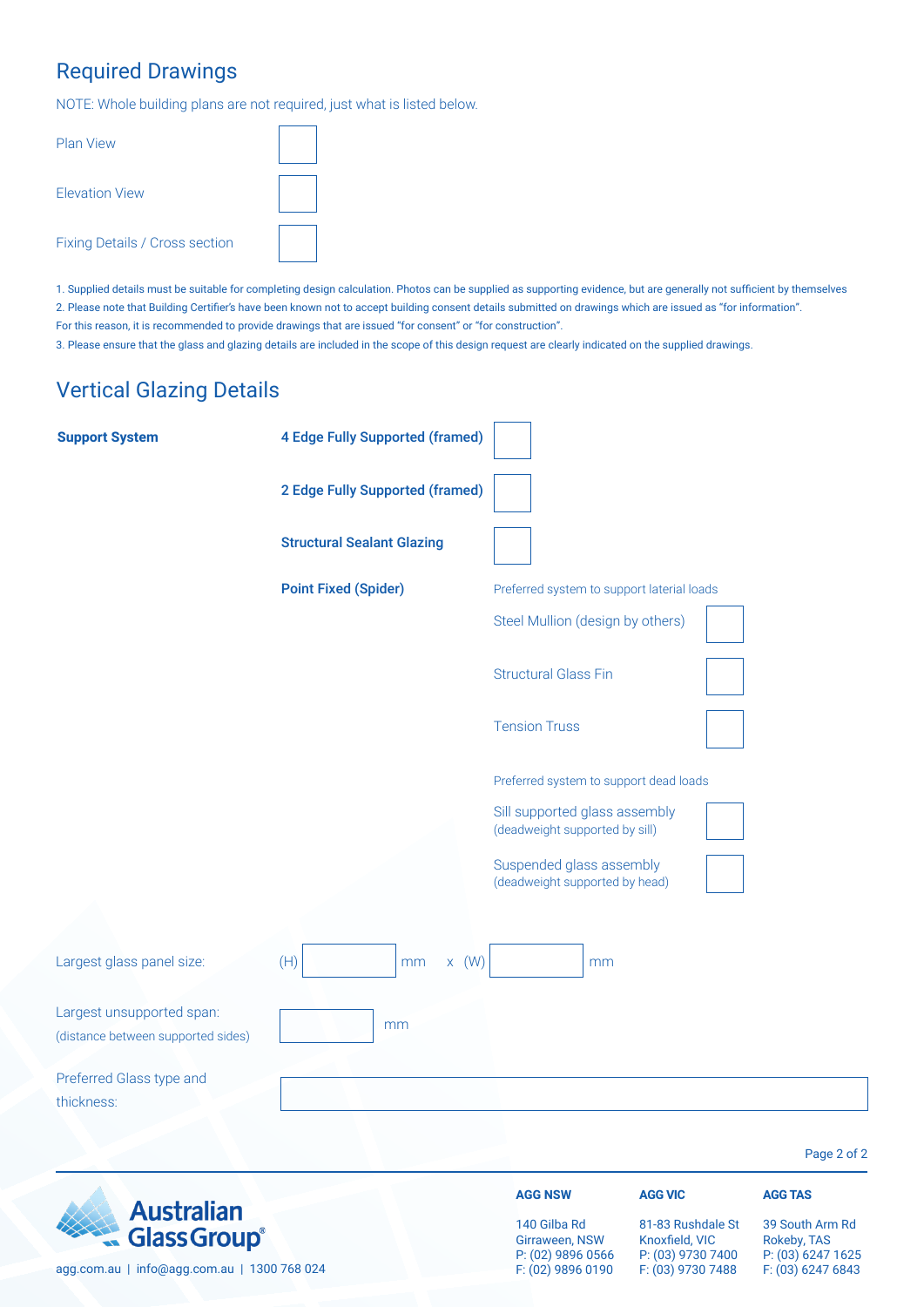## Required Drawings

NOTE: Whole building plans are not required, just what is listed below.

- Plan View ☐
- Elevation View ☐
- Fixing Details / Cross section ☐

1. Supplied details must be suitable for completing design calculation. Photos can be supplied as supporting evidence, but are generally not sufficient by themselves
2. Please note that Building Certifier's have been known not to accept building consent details submitted on drawings which are issued as "for information". For this reason, it is recommended to provide drawings that are issued "for consent" or "for construction".
3. Please ensure that the glass and glazing details are included in the scope of this design request are clearly indicated on the supplied drawings.

## Vertical Glazing Details

**Support System**

- **4 Edge Fully Supported (framed)** ☐
- **2 Edge Fully Supported (framed)** ☐
- **Structural Sealant Glazing** ☐
- **Point Fixed (Spider)**

Preferred system to support laterial loads

- Steel Mullion (design by others) ☐
- Structural Glass Fin ☐
- Tension Truss ☐

Preferred system to support dead loads

- Sill supported glass assembly (deadweight supported by sill) ☐
- Suspended glass assembly (deadweight supported by head) ☐

Largest glass panel size: (H) ________ mm x (W) ________ mm

Largest unsupported span: (distance between supported sides) ________ mm

Preferred Glass type and thickness: ________________

**Australian Glass Group®**

agg.com.au | info@agg.com.au | 1300 768 024

| AGG NSW | AGG VIC | AGG TAS |
|---|---|---|
| 140 Gilba Rd | 81-83 Rushdale St | 39 South Arm Rd |
| Girraween, NSW | Knoxfield, VIC | Rokeby, TAS |
| P: (02) 9896 0566 | P: (03) 9730 7400 | P: (03) 6247 1625 |
| F: (02) 9896 0190 | F: (03) 9730 7488 | F: (03) 6247 6843 |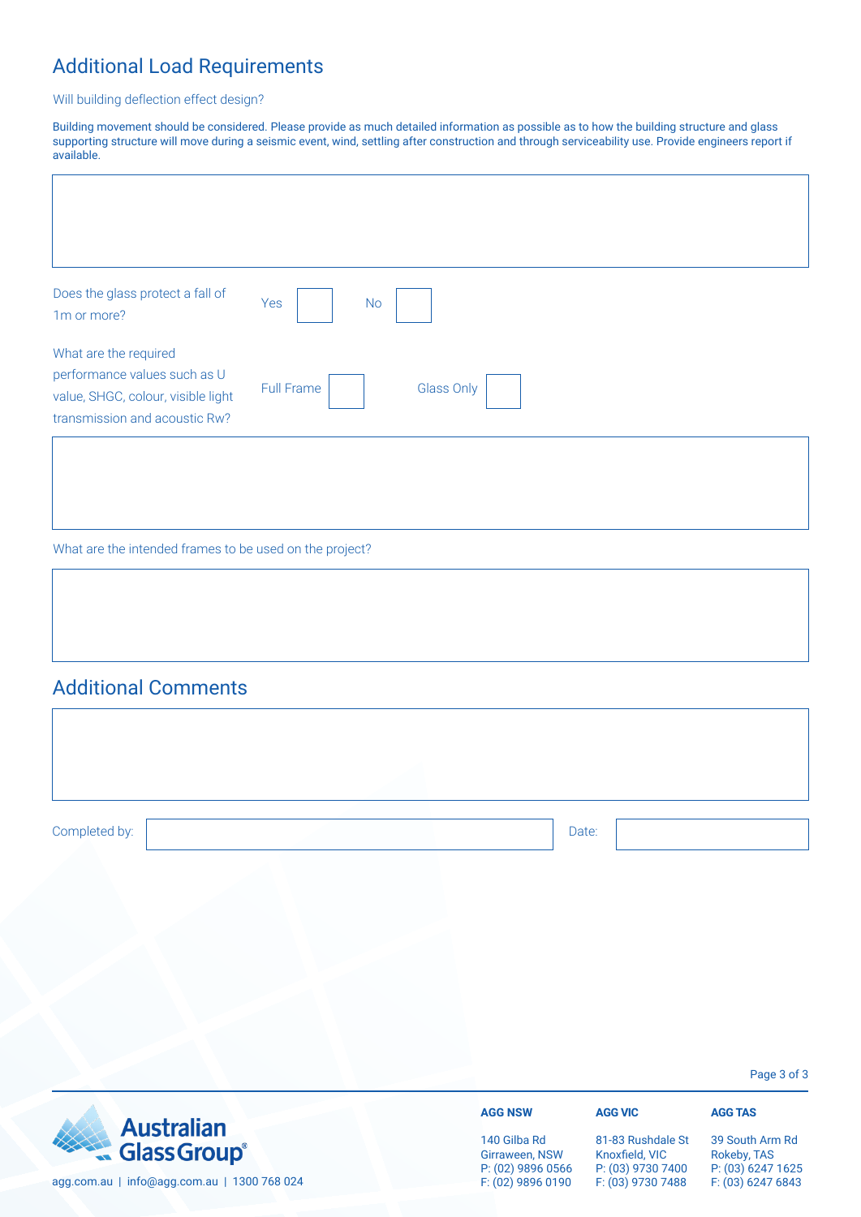## Additional Load Requirements

Will building deflection effect design?

Building movement should be considered. Please provide as much detailed information as possible as to how the building structure and glass supporting structure will move during a seismic event, wind, settling after construction and through serviceability use. Provide engineers report if available.

Does the glass protect a fall of 1m or more? Yes ☐ No ☐

What are the required performance values such as U value, SHGC, colour, visible light transmission and acoustic Rw? Full Frame ☐ Glass Only ☐

What are the intended frames to be used on the project?

## Additional Comments

Completed by: Date:

Australian Glass Group®

agg.com.au | info@agg.com.au | 1300 768 024

**AGG NSW**
140 Gilba Rd
Girraween, NSW
P: (02) 9896 0566
F: (02) 9896 0190

**AGG VIC**
81-83 Rushdale St
Knoxfield, VIC
P: (03) 9730 7400
F: (03) 9730 7488

**AGG TAS**
39 South Arm Rd
Rokeby, TAS
P: (03) 6247 1625
F: (03) 6247 6843